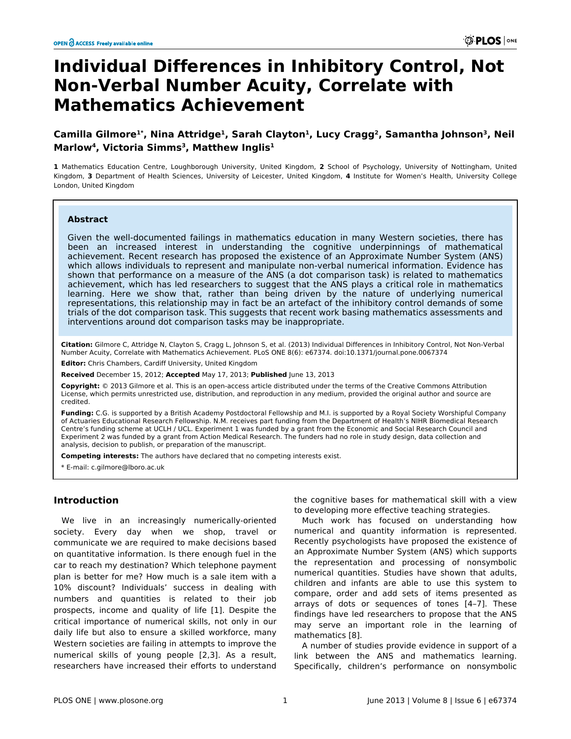# Individual Differences in Inhibitory Control, Not Non-Verbal Number Acuity, Correlate with Mathematics Achievement

**Camilla Gilmore[1*], Nina Attridge[1], Sarah Clayton[1], Lucy Cragg[2], Samantha Johnson[3], Neil Marlow[4], Victoria Simms[3], Matthew Inglis[1]**

**1** Mathematics Education Centre, Loughborough University, United Kingdom, **2** School of Psychology, University of Nottingham, United Kingdom, **3** Department of Health Sciences, University of Leicester, United Kingdom, **4** Institute for Women's Health, University College London, United Kingdom

## Abstract

Given the well-documented failings in mathematics education in many Western societies, there has been an increased interest in understanding the cognitive underpinnings of mathematical achievement. Recent research has proposed the existence of an Approximate Number System (ANS) which allows individuals to represent and manipulate non-verbal numerical information. Evidence has shown that performance on a measure of the ANS (a dot comparison task) is related to mathematics achievement, which has led researchers to suggest that the ANS plays a critical role in mathematics learning. Here we show that, rather than being driven by the nature of underlying numerical representations, this relationship may in fact be an artefact of the inhibitory control demands of some trials of the dot comparison task. This suggests that recent work basing mathematics assessments and interventions around dot comparison tasks may be inappropriate.

**Citation:** Gilmore C, Attridge N, Clayton S, Cragg L, Johnson S, et al. (2013) Individual Differences in Inhibitory Control, Not Non-Verbal Number Acuity, Correlate with Mathematics Achievement. PLoS ONE 8(6): e67374. doi:10.1371/journal.pone.0067374

**Editor:** Chris Chambers, Cardiff University, United Kingdom

**Received** December 15, 2012; **Accepted** May 17, 2013; **Published** June 13, 2013

**Copyright:** © 2013 Gilmore et al. This is an open-access article distributed under the terms of the Creative Commons Attribution License, which permits unrestricted use, distribution, and reproduction in any medium, provided the original author and source are credited.

**Funding:** C.G. is supported by a British Academy Postdoctoral Fellowship and M.I. is supported by a Royal Society Worshipful Company of Actuaries Educational Research Fellowship. N.M. receives part funding from the Department of Health's NIHR Biomedical Research Centre's funding scheme at UCLH / UCL. Experiment 1 was funded by a grant from the Economic and Social Research Council and Experiment 2 was funded by a grant from Action Medical Research. The funders had no role in study design, data collection and analysis, decision to publish, or preparation of the manuscript.

**Competing interests:** The authors have declared that no competing interests exist.

\* E-mail: c.gilmore@lboro.ac.uk

## Introduction

We live in an increasingly numerically-oriented society. Every day when we shop, travel or communicate we are required to make decisions based on quantitative information. Is there enough fuel in the car to reach my destination? Which telephone payment plan is better for me? How much is a sale item with a 10% discount? Individuals' success in dealing with numbers and quantities is related to their job prospects, income and quality of life [1]. Despite the critical importance of numerical skills, not only in our daily life but also to ensure a skilled workforce, many Western societies are failing in attempts to improve the numerical skills of young people [2,3]. As a result, researchers have increased their efforts to understand the cognitive bases for mathematical skill with a view to developing more effective teaching strategies.

Much work has focused on understanding how numerical and quantity information is represented. Recently psychologists have proposed the existence of an Approximate Number System (ANS) which supports the representation and processing of nonsymbolic numerical quantities. Studies have shown that adults, children and infants are able to use this system to compare, order and add sets of items presented as arrays of dots or sequences of tones [4–7]. These findings have led researchers to propose that the ANS may serve an important role in the learning of mathematics [8].

A number of studies provide evidence in support of a link between the ANS and mathematics learning. Specifically, children's performance on nonsymbolic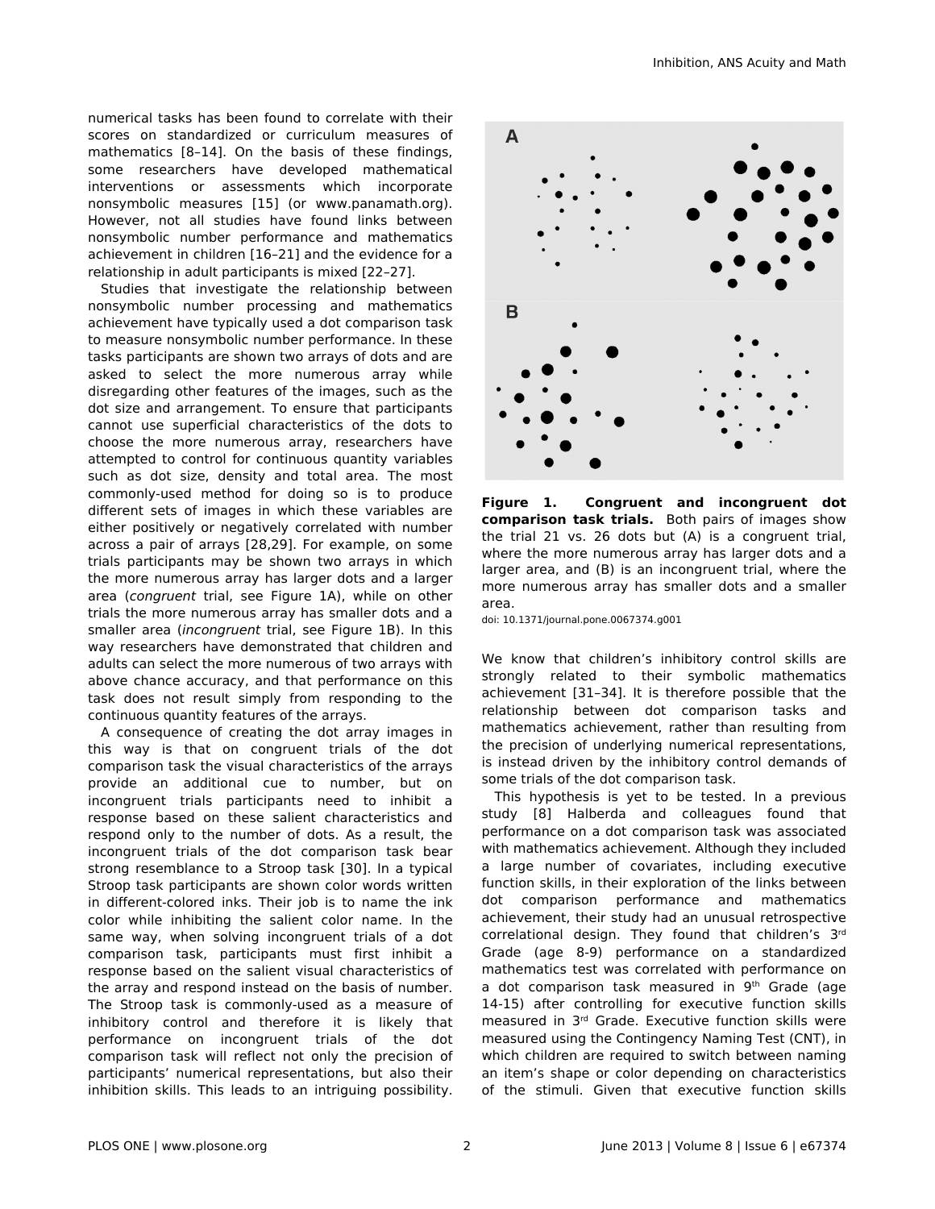numerical tasks has been found to correlate with their scores on standardized or curriculum measures of mathematics [8–14]. On the basis of these findings, some researchers have developed mathematical interventions or assessments which incorporate nonsymbolic measures [15] (or www.panamath.org). However, not all studies have found links between nonsymbolic number performance and mathematics achievement in children [16–21] and the evidence for a relationship in adult participants is mixed [22–27].

Studies that investigate the relationship between nonsymbolic number processing and mathematics achievement have typically used a dot comparison task to measure nonsymbolic number performance. In these tasks participants are shown two arrays of dots and are asked to select the more numerous array while disregarding other features of the images, such as the dot size and arrangement. To ensure that participants cannot use superficial characteristics of the dots to choose the more numerous array, researchers have attempted to control for continuous quantity variables such as dot size, density and total area. The most commonly-used method for doing so is to produce different sets of images in which these variables are either positively or negatively correlated with number across a pair of arrays [28,29]. For example, on some trials participants may be shown two arrays in which the more numerous array has larger dots and a larger area (*congruent* trial, see Figure 1A), while on other trials the more numerous array has smaller dots and a smaller area (*incongruent* trial, see Figure 1B). In this way researchers have demonstrated that children and adults can select the more numerous of two arrays with above chance accuracy, and that performance on this task does not result simply from responding to the continuous quantity features of the arrays.

A consequence of creating the dot array images in this way is that on congruent trials of the dot comparison task the visual characteristics of the arrays provide an additional cue to number, but on incongruent trials participants need to inhibit a response based on these salient characteristics and respond only to the number of dots. As a result, the incongruent trials of the dot comparison task bear strong resemblance to a Stroop task [30]. In a typical Stroop task participants are shown color words written in different-colored inks. Their job is to name the ink color while inhibiting the salient color name. In the same way, when solving incongruent trials of a dot comparison task, participants must first inhibit a response based on the salient visual characteristics of the array and respond instead on the basis of number. The Stroop task is commonly-used as a measure of inhibitory control and therefore it is likely that performance on incongruent trials of the dot comparison task will reflect not only the precision of participants' numerical representations, but also their inhibition skills. This leads to an intriguing possibility.

A

B

**Figure 1. Congruent and incongruent dot comparison task trials.** Both pairs of images show the trial 21 vs. 26 dots but (A) is a congruent trial, where the more numerous array has larger dots and a larger area, and (B) is an incongruent trial, where the more numerous array has smaller dots and a smaller area.
doi: 10.1371/journal.pone.0067374.g001

We know that children's inhibitory control skills are strongly related to their symbolic mathematics achievement [31–34]. It is therefore possible that the relationship between dot comparison tasks and mathematics achievement, rather than resulting from the precision of underlying numerical representations, is instead driven by the inhibitory control demands of some trials of the dot comparison task.

This hypothesis is yet to be tested. In a previous study [8] Halberda and colleagues found that performance on a dot comparison task was associated with mathematics achievement. Although they included a large number of covariates, including executive function skills, in their exploration of the links between dot comparison performance and mathematics achievement, their study had an unusual retrospective correlational design. They found that children's 3rd Grade (age 8-9) performance on a standardized mathematics test was correlated with performance on a dot comparison task measured in 9th Grade (age 14-15) after controlling for executive function skills measured in 3rd Grade. Executive function skills were measured using the Contingency Naming Test (CNT), in which children are required to switch between naming an item's shape or color depending on characteristics of the stimuli. Given that executive function skills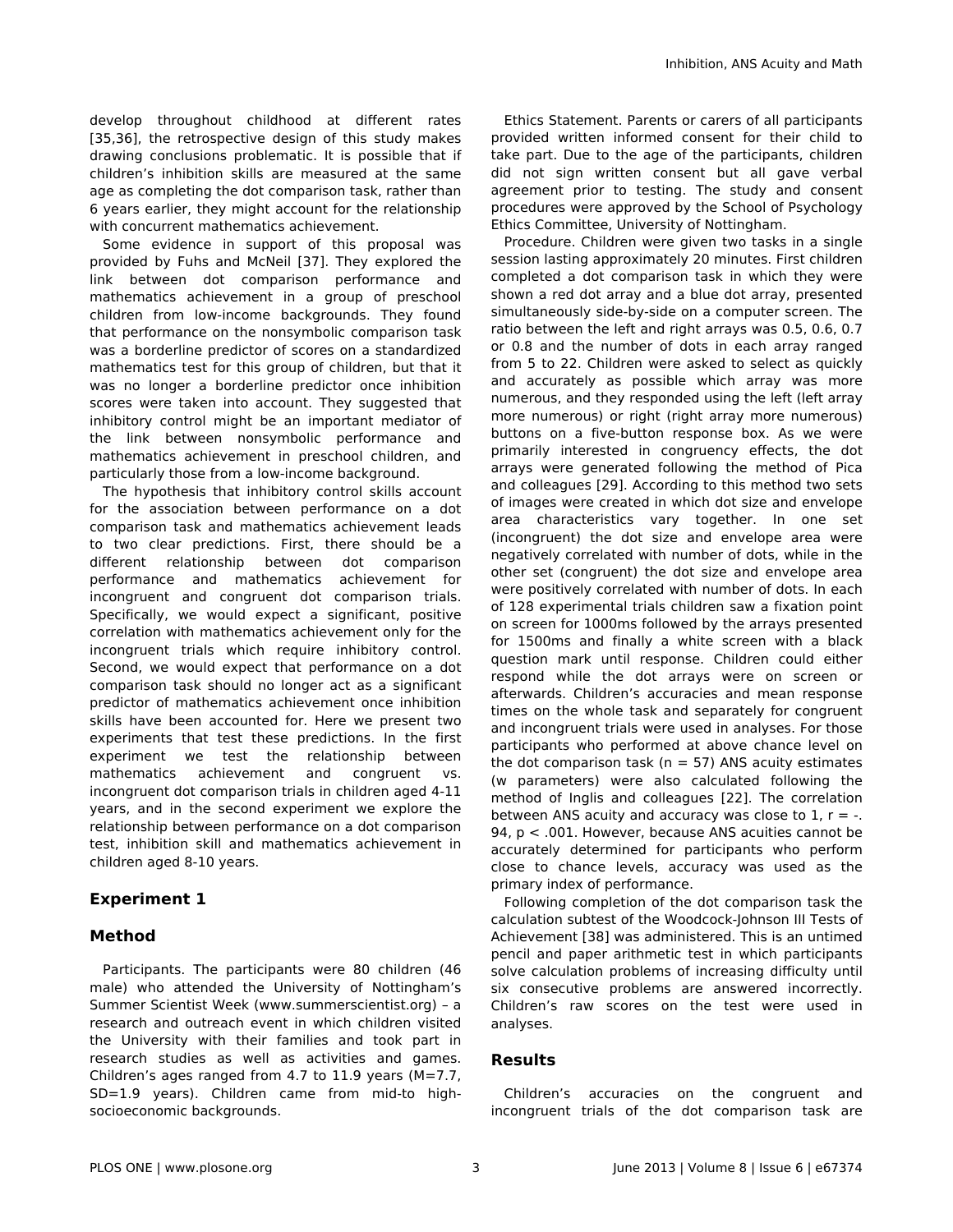develop throughout childhood at different rates [35,36], the retrospective design of this study makes drawing conclusions problematic. It is possible that if children's inhibition skills are measured at the same age as completing the dot comparison task, rather than 6 years earlier, they might account for the relationship with concurrent mathematics achievement.

Some evidence in support of this proposal was provided by Fuhs and McNeil [37]. They explored the link between dot comparison performance and mathematics achievement in a group of preschool children from low-income backgrounds. They found that performance on the nonsymbolic comparison task was a borderline predictor of scores on a standardized mathematics test for this group of children, but that it was no longer a borderline predictor once inhibition scores were taken into account. They suggested that inhibitory control might be an important mediator of the link between nonsymbolic performance and mathematics achievement in preschool children, and particularly those from a low-income background.

The hypothesis that inhibitory control skills account for the association between performance on a dot comparison task and mathematics achievement leads to two clear predictions. First, there should be a different relationship between dot comparison performance and mathematics achievement for incongruent and congruent dot comparison trials. Specifically, we would expect a significant, positive correlation with mathematics achievement only for the incongruent trials which require inhibitory control. Second, we would expect that performance on a dot comparison task should no longer act as a significant predictor of mathematics achievement once inhibition skills have been accounted for. Here we present two experiments that test these predictions. In the first experiment we test the relationship between mathematics achievement and congruent vs. incongruent dot comparison trials in children aged 4-11 years, and in the second experiment we explore the relationship between performance on a dot comparison test, inhibition skill and mathematics achievement in children aged 8-10 years.

## Experiment 1

### Method

Participants. The participants were 80 children (46 male) who attended the University of Nottingham's Summer Scientist Week (www.summerscientist.org) – a research and outreach event in which children visited the University with their families and took part in research studies as well as activities and games. Children's ages ranged from 4.7 to 11.9 years (M=7.7, SD=1.9 years). Children came from mid-to high-socioeconomic backgrounds.

Ethics Statement. Parents or carers of all participants provided written informed consent for their child to take part. Due to the age of the participants, children did not sign written consent but all gave verbal agreement prior to testing. The study and consent procedures were approved by the School of Psychology Ethics Committee, University of Nottingham.

Procedure. Children were given two tasks in a single session lasting approximately 20 minutes. First children completed a dot comparison task in which they were shown a red dot array and a blue dot array, presented simultaneously side-by-side on a computer screen. The ratio between the left and right arrays was 0.5, 0.6, 0.7 or 0.8 and the number of dots in each array ranged from 5 to 22. Children were asked to select as quickly and accurately as possible which array was more numerous, and they responded using the left (left array more numerous) or right (right array more numerous) buttons on a five-button response box. As we were primarily interested in congruency effects, the dot arrays were generated following the method of Pica and colleagues [29]. According to this method two sets of images were created in which dot size and envelope area characteristics vary together. In one set (incongruent) the dot size and envelope area were negatively correlated with number of dots, while in the other set (congruent) the dot size and envelope area were positively correlated with number of dots. In each of 128 experimental trials children saw a fixation point on screen for 1000ms followed by the arrays presented for 1500ms and finally a white screen with a black question mark until response. Children could either respond while the dot arrays were on screen or afterwards. Children's accuracies and mean response times on the whole task and separately for congruent and incongruent trials were used in analyses. For those participants who performed at above chance level on the dot comparison task ($n = 57$) ANS acuity estimates (w parameters) were also calculated following the method of Inglis and colleagues [22]. The correlation between ANS acuity and accuracy was close to 1, $r = -.94$, $p < .001$. However, because ANS acuities cannot be accurately determined for participants who perform close to chance levels, accuracy was used as the primary index of performance.

Following completion of the dot comparison task the calculation subtest of the Woodcock-Johnson III Tests of Achievement [38] was administered. This is an untimed pencil and paper arithmetic test in which participants solve calculation problems of increasing difficulty until six consecutive problems are answered incorrectly. Children's raw scores on the test were used in analyses.

### Results

Children's accuracies on the congruent and incongruent trials of the dot comparison task are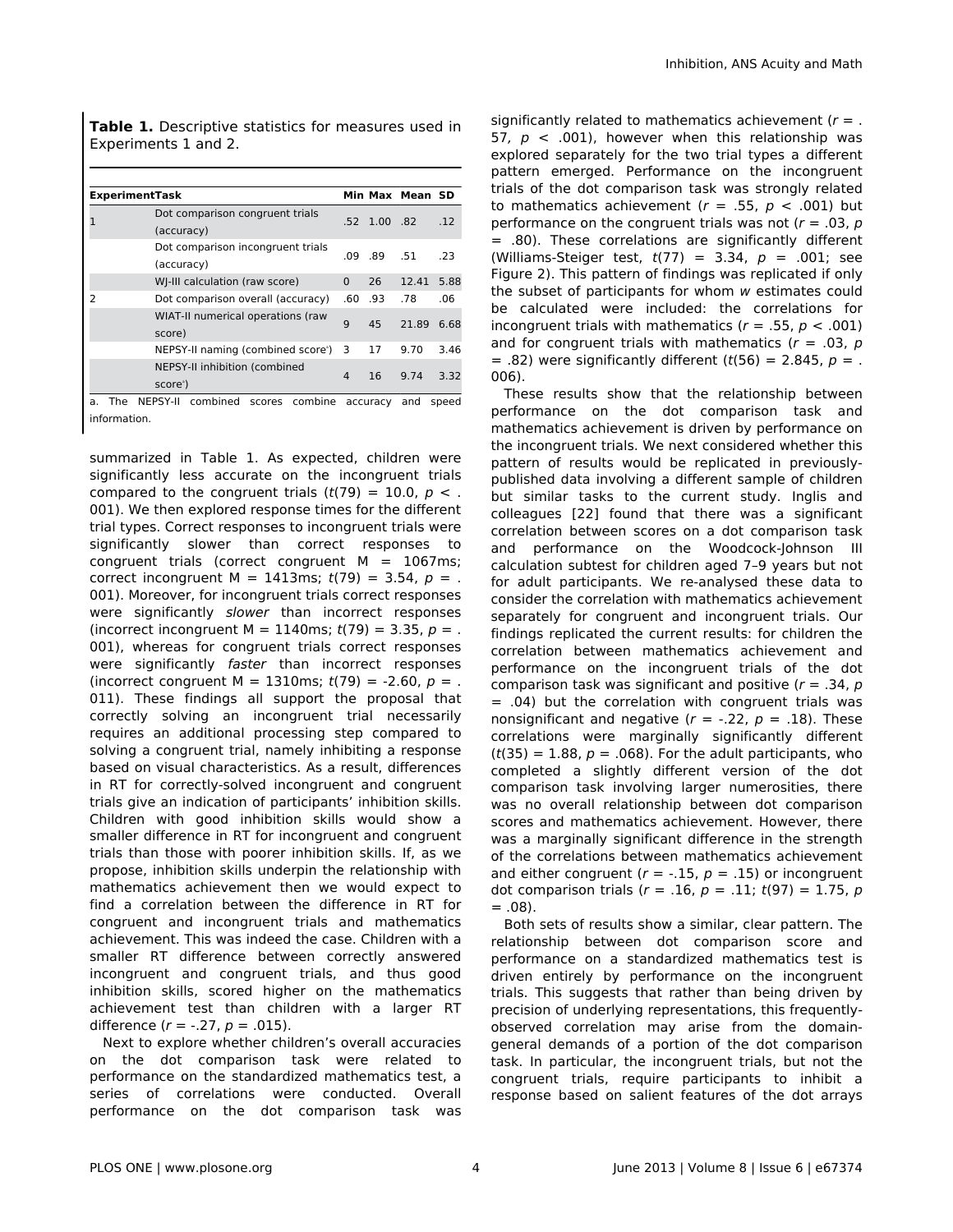**Table 1.** Descriptive statistics for measures used in Experiments 1 and 2.

| Experiment | Task | Min | Max | Mean | SD |
|---|---|---|---|---|---|
| 1 | Dot comparison congruent trials (accuracy) | .52 | 1.00 | .82 | .12 |
| | Dot comparison incongruent trials (accuracy) | .09 | .89 | .51 | .23 |
| | WJ-III calculation (raw score) | 0 | 26 | 12.41 | 5.88 |
| 2 | Dot comparison overall (accuracy) | .60 | .93 | .78 | .06 |
| | WIAT-II numerical operations (raw score) | 9 | 45 | 21.89 | 6.68 |
| | NEPSY-II naming (combined score[a]) | 3 | 17 | 9.70 | 3.46 |
| | NEPSY-II inhibition (combined score[a]) | 4 | 16 | 9.74 | 3.32 |

a. The NEPSY-II combined scores combine accuracy and speed information.

summarized in Table 1. As expected, children were significantly less accurate on the incongruent trials compared to the congruent trials ($t(79) = 10.0$, $p < .001$). We then explored response times for the different trial types. Correct responses to incongruent trials were significantly slower than correct responses to congruent trials (correct congruent M = 1067ms; correct incongruent M = 1413ms; $t(79) = 3.54$, $p = .001$). Moreover, for incongruent trials correct responses were significantly *slower* than incorrect responses (incorrect incongruent M = 1140ms; $t(79) = 3.35$, $p = .001$), whereas for congruent trials correct responses were significantly *faster* than incorrect responses (incorrect congruent M = 1310ms; $t(79) = -2.60$, $p = .011$). These findings all support the proposal that correctly solving an incongruent trial necessarily requires an additional processing step compared to solving a congruent trial, namely inhibiting a response based on visual characteristics. As a result, differences in RT for correctly-solved incongruent and congruent trials give an indication of participants' inhibition skills. Children with good inhibition skills would show a smaller difference in RT for incongruent and congruent trials than those with poorer inhibition skills. If, as we propose, inhibition skills underpin the relationship with mathematics achievement then we would expect to find a correlation between the difference in RT for congruent and incongruent trials and mathematics achievement. This was indeed the case. Children with a smaller RT difference between correctly answered incongruent and congruent trials, and thus good inhibition skills, scored higher on the mathematics achievement test than children with a larger RT difference ($r = -.27$, $p = .015$).

Next to explore whether children's overall accuracies on the dot comparison task were related to performance on the standardized mathematics test, a series of correlations were conducted. Overall performance on the dot comparison task was significantly related to mathematics achievement ($r = .57$, $p < .001$), however when this relationship was explored separately for the two trial types a different pattern emerged. Performance on the incongruent trials of the dot comparison task was strongly related to mathematics achievement ($r = .55$, $p < .001$) but performance on the congruent trials was not ($r = .03$, $p = .80$). These correlations are significantly different (Williams-Steiger test, $t(77) = 3.34$, $p = .001$; see Figure 2). This pattern of findings was replicated if only the subset of participants for whom *w* estimates could be calculated were included: the correlations for incongruent trials with mathematics ($r = .55$, $p < .001$) and for congruent trials with mathematics ($r = .03$, $p = .82$) were significantly different ($t(56) = 2.845$, $p = .006$).

These results show that the relationship between performance on the dot comparison task and mathematics achievement is driven by performance on the incongruent trials. We next considered whether this pattern of results would be replicated in previously-published data involving a different sample of children but similar tasks to the current study. Inglis and colleagues [22] found that there was a significant correlation between scores on a dot comparison task and performance on the Woodcock-Johnson III calculation subtest for children aged 7–9 years but not for adult participants. We re-analysed these data to consider the correlation with mathematics achievement separately for congruent and incongruent trials. Our findings replicated the current results: for children the correlation between mathematics achievement and performance on the incongruent trials of the dot comparison task was significant and positive ($r = .34$, $p = .04$) but the correlation with congruent trials was nonsignificant and negative ($r = -.22$, $p = .18$). These correlations were marginally significantly different ($t(35) = 1.88$, $p = .068$). For the adult participants, who completed a slightly different version of the dot comparison task involving larger numerosities, there was no overall relationship between dot comparison scores and mathematics achievement. However, there was a marginally significant difference in the strength of the correlations between mathematics achievement and either congruent ($r = -.15$, $p = .15$) or incongruent dot comparison trials ($r = .16$, $p = .11$; $t(97) = 1.75$, $p = .08$).

Both sets of results show a similar, clear pattern. The relationship between dot comparison score and performance on a standardized mathematics test is driven entirely by performance on the incongruent trials. This suggests that rather than being driven by precision of underlying representations, this frequently-observed correlation may arise from the domain-general demands of a portion of the dot comparison task. In particular, the incongruent trials, but not the congruent trials, require participants to inhibit a response based on salient features of the dot arrays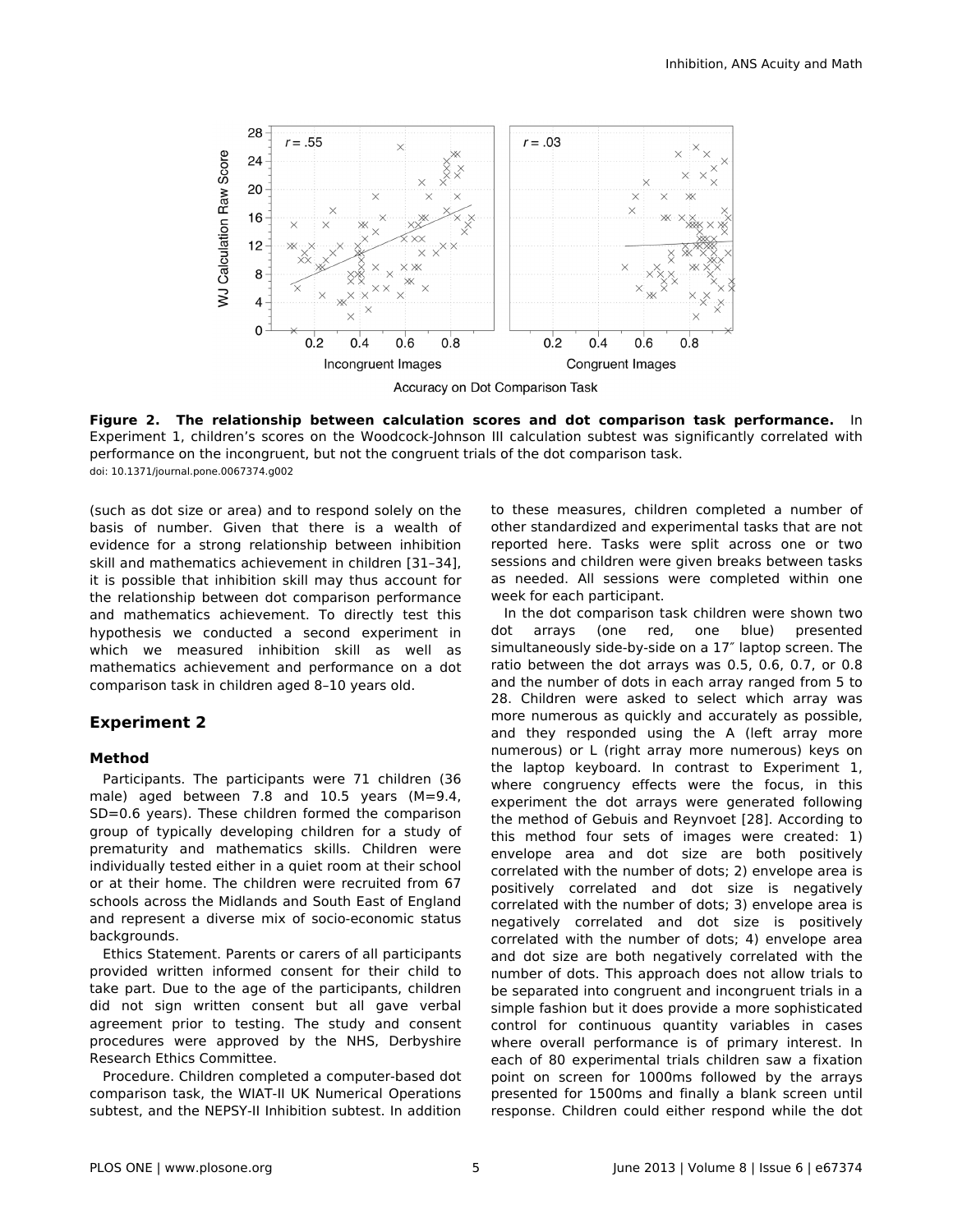**Figure 2. The relationship between calculation scores and dot comparison task performance.** In Experiment 1, children's scores on the Woodcock-Johnson III calculation subtest was significantly correlated with performance on the incongruent, but not the congruent trials of the dot comparison task.
doi: 10.1371/journal.pone.0067374.g002

(such as dot size or area) and to respond solely on the basis of number. Given that there is a wealth of evidence for a strong relationship between inhibition skill and mathematics achievement in children [31–34], it is possible that inhibition skill may thus account for the relationship between dot comparison performance and mathematics achievement. To directly test this hypothesis we conducted a second experiment in which we measured inhibition skill as well as mathematics achievement and performance on a dot comparison task in children aged 8–10 years old.

## Experiment 2

### Method

Participants. The participants were 71 children (36 male) aged between 7.8 and 10.5 years (M=9.4, SD=0.6 years). These children formed the comparison group of typically developing children for a study of prematurity and mathematics skills. Children were individually tested either in a quiet room at their school or at their home. The children were recruited from 67 schools across the Midlands and South East of England and represent a diverse mix of socio-economic status backgrounds.

Ethics Statement. Parents or carers of all participants provided written informed consent for their child to take part. Due to the age of the participants, children did not sign written consent but all gave verbal agreement prior to testing. The study and consent procedures were approved by the NHS, Derbyshire Research Ethics Committee.

Procedure. Children completed a computer-based dot comparison task, the WIAT-II UK Numerical Operations subtest, and the NEPSY-II Inhibition subtest. In addition to these measures, children completed a number of other standardized and experimental tasks that are not reported here. Tasks were split across one or two sessions and children were given breaks between tasks as needed. All sessions were completed within one week for each participant.

In the dot comparison task children were shown two dot arrays (one red, one blue) presented simultaneously side-by-side on a 17″ laptop screen. The ratio between the dot arrays was 0.5, 0.6, 0.7, or 0.8 and the number of dots in each array ranged from 5 to 28. Children were asked to select which array was more numerous as quickly and accurately as possible, and they responded using the A (left array more numerous) or L (right array more numerous) keys on the laptop keyboard. In contrast to Experiment 1, where congruency effects were the focus, in this experiment the dot arrays were generated following the method of Gebuis and Reynvoet [28]. According to this method four sets of images were created: 1) envelope area and dot size are both positively correlated with the number of dots; 2) envelope area is positively correlated and dot size is negatively correlated with the number of dots; 3) envelope area is negatively correlated and dot size is positively correlated with the number of dots; 4) envelope area and dot size are both negatively correlated with the number of dots. This approach does not allow trials to be separated into congruent and incongruent trials in a simple fashion but it does provide a more sophisticated control for continuous quantity variables in cases where overall performance is of primary interest. In each of 80 experimental trials children saw a fixation point on screen for 1000ms followed by the arrays presented for 1500ms and finally a blank screen until response. Children could either respond while the dot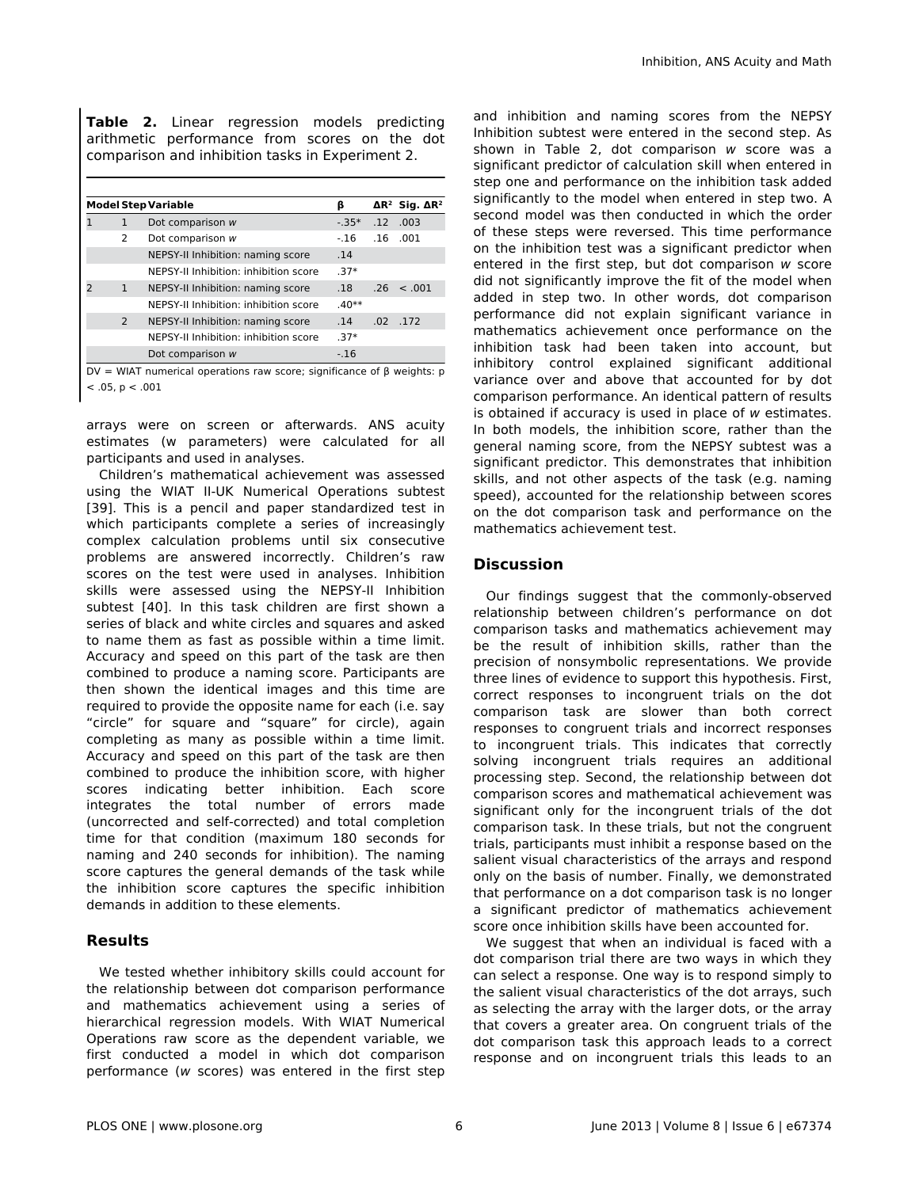**Table 2.** Linear regression models predicting arithmetic performance from scores on the dot comparison and inhibition tasks in Experiment 2.

| Model | Step | Variable | β | $\Delta R^2$ | Sig. $\Delta R^2$ |
|---|---|---|---|---|---|
| 1 | 1 | Dot comparison *w* | -.35* | .12 | .003 |
| | 2 | Dot comparison *w* | -.16 | .16 | .001 |
| | | NEPSY-II Inhibition: naming score | .14 | | |
| | | NEPSY-II Inhibition: inhibition score | .37* | | |
| 2 | 1 | NEPSY-II Inhibition: naming score | .18 | .26 | < .001 |
| | | NEPSY-II Inhibition: inhibition score | .40** | | |
| | 2 | NEPSY-II Inhibition: naming score | .14 | .02 | .172 |
| | | NEPSY-II Inhibition: inhibition score | .37* | | |
| | | Dot comparison *w* | -.16 | | |

DV = WIAT numerical operations raw score; significance of β weights: p < .05, p < .001

arrays were on screen or afterwards. ANS acuity estimates (w parameters) were calculated for all participants and used in analyses.

Children's mathematical achievement was assessed using the WIAT II-UK Numerical Operations subtest [39]. This is a pencil and paper standardized test in which participants complete a series of increasingly complex calculation problems until six consecutive problems are answered incorrectly. Children's raw scores on the test were used in analyses. Inhibition skills were assessed using the NEPSY-II Inhibition subtest [40]. In this task children are first shown a series of black and white circles and squares and asked to name them as fast as possible within a time limit. Accuracy and speed on this part of the task are then combined to produce a naming score. Participants are then shown the identical images and this time are required to provide the opposite name for each (i.e. say "circle" for square and "square" for circle), again completing as many as possible within a time limit. Accuracy and speed on this part of the task are then combined to produce the inhibition score, with higher scores indicating better inhibition. Each score integrates the total number of errors made (uncorrected and self-corrected) and total completion time for that condition (maximum 180 seconds for naming and 240 seconds for inhibition). The naming score captures the general demands of the task while the inhibition score captures the specific inhibition demands in addition to these elements.

## Results

We tested whether inhibitory skills could account for the relationship between dot comparison performance and mathematics achievement using a series of hierarchical regression models. With WIAT Numerical Operations raw score as the dependent variable, we first conducted a model in which dot comparison performance (*w* scores) was entered in the first step and inhibition and naming scores from the NEPSY Inhibition subtest were entered in the second step. As shown in Table 2, dot comparison *w* score was a significant predictor of calculation skill when entered in step one and performance on the inhibition task added significantly to the model when entered in step two. A second model was then conducted in which the order of these steps were reversed. This time performance on the inhibition test was a significant predictor when entered in the first step, but dot comparison *w* score did not significantly improve the fit of the model when added in step two. In other words, dot comparison performance did not explain significant variance in mathematics achievement once performance on the inhibition task had been taken into account, but inhibitory control explained significant additional variance over and above that accounted for by dot comparison performance. An identical pattern of results is obtained if accuracy is used in place of *w* estimates. In both models, the inhibition score, rather than the general naming score, from the NEPSY subtest was a significant predictor. This demonstrates that inhibition skills, and not other aspects of the task (e.g. naming speed), accounted for the relationship between scores on the dot comparison task and performance on the mathematics achievement test.

## Discussion

Our findings suggest that the commonly-observed relationship between children's performance on dot comparison tasks and mathematics achievement may be the result of inhibition skills, rather than the precision of nonsymbolic representations. We provide three lines of evidence to support this hypothesis. First, correct responses to incongruent trials on the dot comparison task are slower than both correct responses to congruent trials and incorrect responses to incongruent trials. This indicates that correctly solving incongruent trials requires an additional processing step. Second, the relationship between dot comparison scores and mathematical achievement was significant only for the incongruent trials of the dot comparison task. In these trials, but not the congruent trials, participants must inhibit a response based on the salient visual characteristics of the arrays and respond only on the basis of number. Finally, we demonstrated that performance on a dot comparison task is no longer a significant predictor of mathematics achievement score once inhibition skills have been accounted for.

We suggest that when an individual is faced with a dot comparison trial there are two ways in which they can select a response. One way is to respond simply to the salient visual characteristics of the dot arrays, such as selecting the array with the larger dots, or the array that covers a greater area. On congruent trials of the dot comparison task this approach leads to a correct response and on incongruent trials this leads to an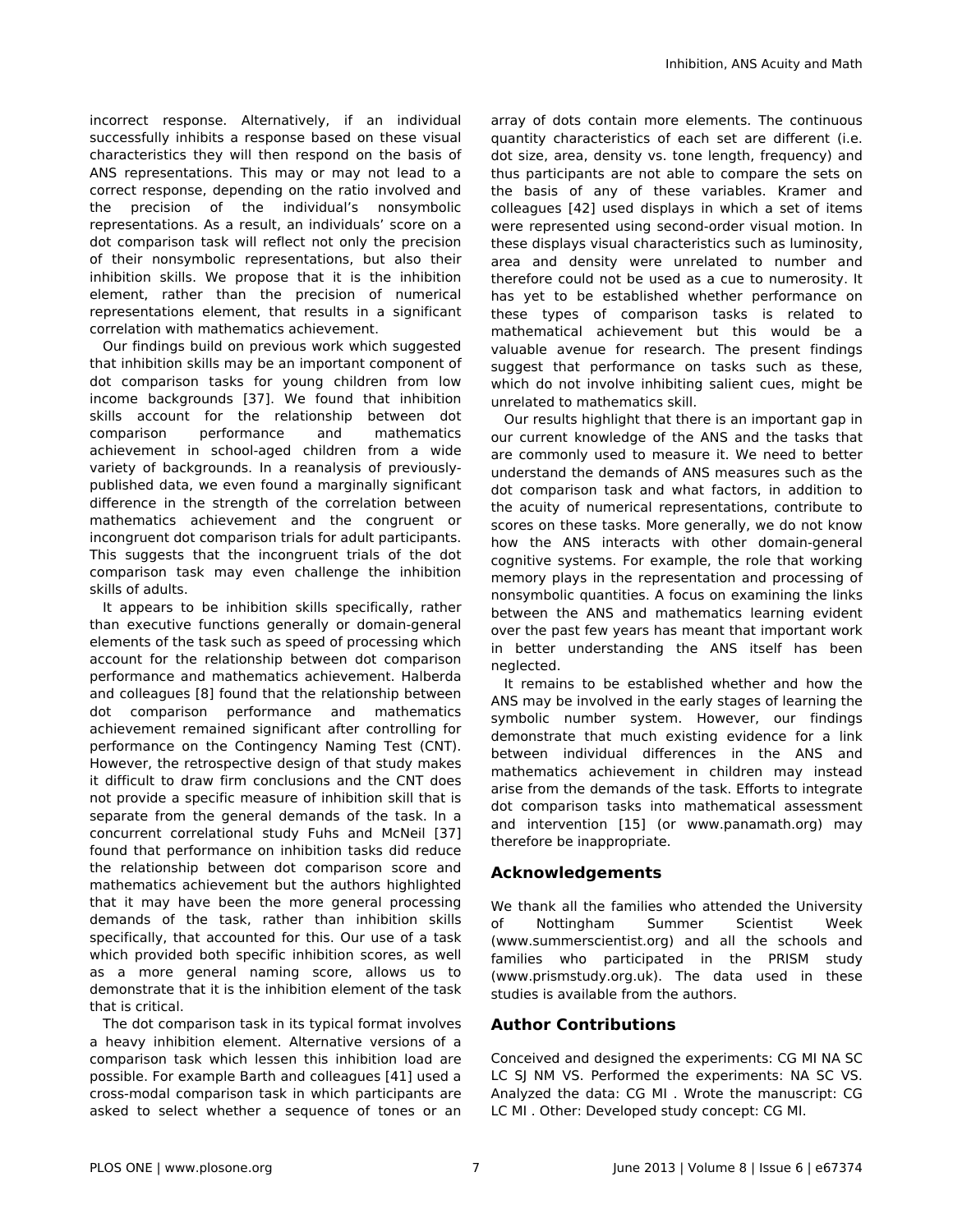incorrect response. Alternatively, if an individual successfully inhibits a response based on these visual characteristics they will then respond on the basis of ANS representations. This may or may not lead to a correct response, depending on the ratio involved and the precision of the individual's nonsymbolic representations. As a result, an individuals' score on a dot comparison task will reflect not only the precision of their nonsymbolic representations, but also their inhibition skills. We propose that it is the inhibition element, rather than the precision of numerical representations element, that results in a significant correlation with mathematics achievement.

Our findings build on previous work which suggested that inhibition skills may be an important component of dot comparison tasks for young children from low income backgrounds [37]. We found that inhibition skills account for the relationship between dot comparison performance and mathematics achievement in school-aged children from a wide variety of backgrounds. In a reanalysis of previously-published data, we even found a marginally significant difference in the strength of the correlation between mathematics achievement and the congruent or incongruent dot comparison trials for adult participants. This suggests that the incongruent trials of the dot comparison task may even challenge the inhibition skills of adults.

It appears to be inhibition skills specifically, rather than executive functions generally or domain-general elements of the task such as speed of processing which account for the relationship between dot comparison performance and mathematics achievement. Halberda and colleagues [8] found that the relationship between dot comparison performance and mathematics achievement remained significant after controlling for performance on the Contingency Naming Test (CNT). However, the retrospective design of that study makes it difficult to draw firm conclusions and the CNT does not provide a specific measure of inhibition skill that is separate from the general demands of the task. In a concurrent correlational study Fuhs and McNeil [37] found that performance on inhibition tasks did reduce the relationship between dot comparison score and mathematics achievement but the authors highlighted that it may have been the more general processing demands of the task, rather than inhibition skills specifically, that accounted for this. Our use of a task which provided both specific inhibition scores, as well as a more general naming score, allows us to demonstrate that it is the inhibition element of the task that is critical.

The dot comparison task in its typical format involves a heavy inhibition element. Alternative versions of a comparison task which lessen this inhibition load are possible. For example Barth and colleagues [41] used a cross-modal comparison task in which participants are asked to select whether a sequence of tones or an array of dots contain more elements. The continuous quantity characteristics of each set are different (i.e. dot size, area, density vs. tone length, frequency) and thus participants are not able to compare the sets on the basis of any of these variables. Kramer and colleagues [42] used displays in which a set of items were represented using second-order visual motion. In these displays visual characteristics such as luminosity, area and density were unrelated to number and therefore could not be used as a cue to numerosity. It has yet to be established whether performance on these types of comparison tasks is related to mathematical achievement but this would be a valuable avenue for research. The present findings suggest that performance on tasks such as these, which do not involve inhibiting salient cues, might be unrelated to mathematics skill.

Our results highlight that there is an important gap in our current knowledge of the ANS and the tasks that are commonly used to measure it. We need to better understand the demands of ANS measures such as the dot comparison task and what factors, in addition to the acuity of numerical representations, contribute to scores on these tasks. More generally, we do not know how the ANS interacts with other domain-general cognitive systems. For example, the role that working memory plays in the representation and processing of nonsymbolic quantities. A focus on examining the links between the ANS and mathematics learning evident over the past few years has meant that important work in better understanding the ANS itself has been neglected.

It remains to be established whether and how the ANS may be involved in the early stages of learning the symbolic number system. However, our findings demonstrate that much existing evidence for a link between individual differences in the ANS and mathematics achievement in children may instead arise from the demands of the task. Efforts to integrate dot comparison tasks into mathematical assessment and intervention [15] (or www.panamath.org) may therefore be inappropriate.

## Acknowledgements

We thank all the families who attended the University of Nottingham Summer Scientist Week (www.summerscientist.org) and all the schools and families who participated in the PRISM study (www.prismstudy.org.uk). The data used in these studies is available from the authors.

## Author Contributions

Conceived and designed the experiments: CG MI NA SC LC SJ NM VS. Performed the experiments: NA SC VS. Analyzed the data: CG MI . Wrote the manuscript: CG LC MI . Other: Developed study concept: CG MI.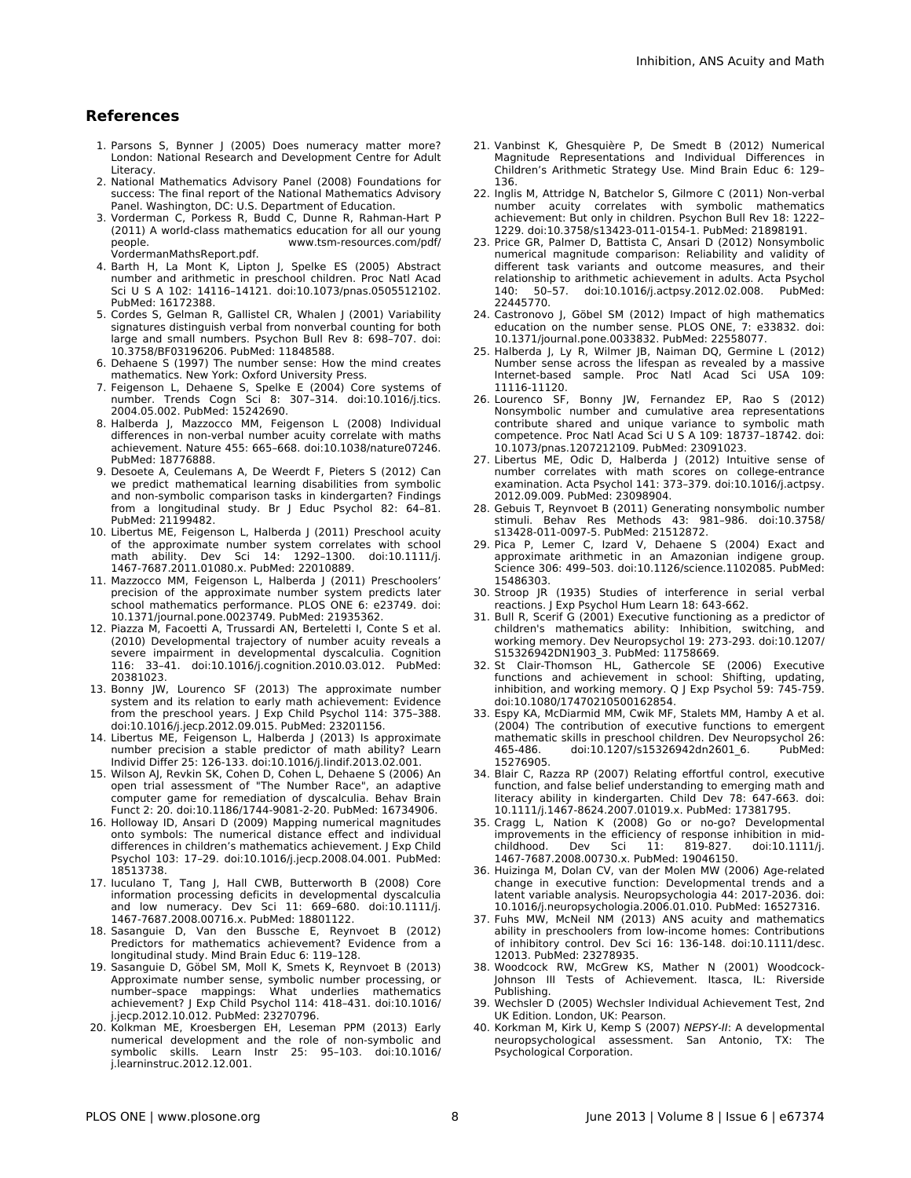## References

1. Parsons S, Bynner J (2005) Does numeracy matter more? London: National Research and Development Centre for Adult Literacy.
2. National Mathematics Advisory Panel (2008) Foundations for success: The final report of the National Mathematics Advisory Panel. Washington, DC: U.S. Department of Education.
3. Vorderman C, Porkess R, Budd C, Dunne R, Rahman-Hart P (2011) A world-class mathematics education for all our young people. www.tsm-resources.com/pdf/VordermanMathsReport.pdf.
4. Barth H, La Mont K, Lipton J, Spelke ES (2005) Abstract number and arithmetic in preschool children. Proc Natl Acad Sci U S A 102: 14116–14121. doi:10.1073/pnas.0505512102. PubMed: 16172388.
5. Cordes S, Gelman R, Gallistel CR, Whalen J (2001) Variability signatures distinguish verbal from nonverbal counting for both large and small numbers. Psychon Bull Rev 8: 698–707. doi:10.3758/BF03196206. PubMed: 11848588.
6. Dehaene S (1997) The number sense: How the mind creates mathematics. New York: Oxford University Press.
7. Feigenson L, Dehaene S, Spelke E (2004) Core systems of number. Trends Cogn Sci 8: 307–314. doi:10.1016/j.tics.2004.05.002. PubMed: 15242690.
8. Halberda J, Mazzocco MM, Feigenson L (2008) Individual differences in non-verbal number acuity correlate with maths achievement. Nature 455: 665–668. doi:10.1038/nature07246. PubMed: 18776888.
9. Desoete A, Ceulemans A, De Weerdt F, Pieters S (2012) Can we predict mathematical learning disabilities from symbolic and non-symbolic comparison tasks in kindergarten? Findings from a longitudinal study. Br J Educ Psychol 82: 64–81. PubMed: 21199482.
10. Libertus ME, Feigenson L, Halberda J (2011) Preschool acuity of the approximate number system correlates with school math ability. Dev Sci 14: 1292–1300. doi:10.1111/j.1467-7687.2011.01080.x. PubMed: 22010889.
11. Mazzocco MM, Feigenson L, Halberda J (2011) Preschoolers' precision of the approximate number system predicts later school mathematics performance. PLOS ONE 6: e23749. doi:10.1371/journal.pone.0023749. PubMed: 21935362.
12. Piazza M, Facoetti A, Trussardi AN, Berteletti I, Conte S et al. (2010) Developmental trajectory of number acuity reveals a severe impairment in developmental dyscalculia. Cognition 116: 33–41. doi:10.1016/j.cognition.2010.03.012. PubMed: 20381023.
13. Bonny JW, Lourenco SF (2013) The approximate number system and its relation to early math achievement: Evidence from the preschool years. J Exp Child Psychol 114: 375–388. doi:10.1016/j.jecp.2012.09.015. PubMed: 23201156.
14. Libertus ME, Feigenson L, Halberda J (2013) Is approximate number precision a stable predictor of math ability? Learn Individ Differ 25: 126-133. doi:10.1016/j.lindif.2013.02.001.
15. Wilson AJ, Revkin SK, Cohen D, Cohen L, Dehaene S (2006) An open trial assessment of "The Number Race", an adaptive computer game for remediation of dyscalculia. Behav Brain Funct 2: 20. doi:10.1186/1744-9081-2-20. PubMed: 16734906.
16. Holloway ID, Ansari D (2009) Mapping numerical magnitudes onto symbols: The numerical distance effect and individual differences in children's mathematics achievement. J Exp Child Psychol 103: 17–29. doi:10.1016/j.jecp.2008.04.001. PubMed: 18513738.
17. Iuculano T, Tang J, Hall CWB, Butterworth B (2008) Core information processing deficits in developmental dyscalculia and low numeracy. Dev Sci 11: 669–680. doi:10.1111/j.1467-7687.2008.00716.x. PubMed: 18801122.
18. Sasanguie D, Van den Bussche E, Reynvoet B (2012) Predictors for mathematics achievement? Evidence from a longitudinal study. Mind Brain Educ 6: 119–128.
19. Sasanguie D, Göbel SM, Moll K, Smets K, Reynvoet B (2013) Approximate number sense, symbolic number processing, or number–space mappings: What underlies mathematics achievement? J Exp Child Psychol 114: 418–431. doi:10.1016/j.jecp.2012.10.012. PubMed: 23270796.
20. Kolkman ME, Kroesbergen EH, Leseman PPM (2013) Early numerical development and the role of non-symbolic and symbolic skills. Learn Instr 25: 95–103. doi:10.1016/j.learninstruc.2012.12.001.
21. Vanbinst K, Ghesquière P, De Smedt B (2012) Numerical Magnitude Representations and Individual Differences in Children's Arithmetic Strategy Use. Mind Brain Educ 6: 129–136.
22. Inglis M, Attridge N, Batchelor S, Gilmore C (2011) Non-verbal number acuity correlates with symbolic mathematics achievement: But only in children. Psychon Bull Rev 18: 1222–1229. doi:10.3758/s13423-011-0154-1. PubMed: 21898191.
23. Price GR, Palmer D, Battista C, Ansari D (2012) Nonsymbolic numerical magnitude comparison: Reliability and validity of different task variants and outcome measures, and their relationship to arithmetic achievement in adults. Acta Psychol 140: 50–57. doi:10.1016/j.actpsy.2012.02.008. PubMed: 22445770.
24. Castronovo J, Göbel SM (2012) Impact of high mathematics education on the number sense. PLOS ONE, 7: e33832. doi:10.1371/journal.pone.0033832. PubMed: 22558077.
25. Halberda J, Ly R, Wilmer JB, Naiman DQ, Germine L (2012) Number sense across the lifespan as revealed by a massive Internet-based sample. Proc Natl Acad Sci USA 109: 11116-11120.
26. Lourenco SF, Bonny JW, Fernandez EP, Rao S (2012) Nonsymbolic number and cumulative area representations contribute shared and unique variance to symbolic math competence. Proc Natl Acad Sci U S A 109: 18737–18742. doi:10.1073/pnas.1207212109. PubMed: 23091023.
27. Libertus ME, Odic D, Halberda J (2012) Intuitive sense of number correlates with math scores on college-entrance examination. Acta Psychol 141: 373–379. doi:10.1016/j.actpsy.2012.09.009. PubMed: 23098904.
28. Gebuis T, Reynvoet B (2011) Generating nonsymbolic number stimuli. Behav Res Methods 43: 981–986. doi:10.3758/s13428-011-0097-5. PubMed: 21512872.
29. Pica P, Lemer C, Izard V, Dehaene S (2004) Exact and approximate arithmetic in an Amazonian indigene group. Science 306: 499–503. doi:10.1126/science.1102085. PubMed: 15486303.
30. Stroop JR (1935) Studies of interference in serial verbal reactions. J Exp Psychol Hum Learn 18: 643-662.
31. Bull R, Scerif G (2001) Executive functioning as a predictor of children's mathematics ability: Inhibition, switching, and working memory. Dev Neuropsychol 19: 273-293. doi:10.1207/S15326942DN1903_3. PubMed: 11758669.
32. St Clair-Thomson HL, Gathercole SE (2006) Executive functions and achievement in school: Shifting, updating, inhibition, and working memory. Q J Exp Psychol 59: 745-759. doi:10.1080/17470210500162854.
33. Espy KA, McDiarmid MM, Cwik MF, Stalets MM, Hamby A et al. (2004) The contribution of executive functions to emergent mathematic skills in preschool children. Dev Neuropsychol 26: 465-486. doi:10.1207/s15326942dn2601_6. PubMed: 15276905.
34. Blair C, Razza RP (2007) Relating effortful control, executive function, and false belief understanding to emerging math and literacy ability in kindergarten. Child Dev 78: 647-663. doi:10.1111/j.1467-8624.2007.01019.x. PubMed: 17381795.
35. Cragg L, Nation K (2008) Go or no-go? Developmental improvements in the efficiency of response inhibition in mid-childhood. Dev Sci 11: 819-827. doi:10.1111/j.1467-7687.2008.00730.x. PubMed: 19046150.
36. Huizinga M, Dolan CV, van der Molen MW (2006) Age-related change in executive function: Developmental trends and a latent variable analysis. Neuropsychologia 44: 2017-2036. doi:10.1016/j.neuropsychologia.2006.01.010. PubMed: 16527316.
37. Fuhs MW, McNeil NM (2013) ANS acuity and mathematics ability in preschoolers from low-income homes: Contributions of inhibitory control. Dev Sci 16: 136-148. doi:10.1111/desc.12013. PubMed: 23278935.
38. Woodcock RW, McGrew KS, Mather N (2001) Woodcock-Johnson III Tests of Achievement. Itasca, IL: Riverside Publishing.
39. Wechsler D (2005) Wechsler Individual Achievement Test, 2nd UK Edition. London, UK: Pearson.
40. Korkman M, Kirk U, Kemp S (2007) *NEPSY-II*: A developmental neuropsychological assessment. San Antonio, TX: The Psychological Corporation.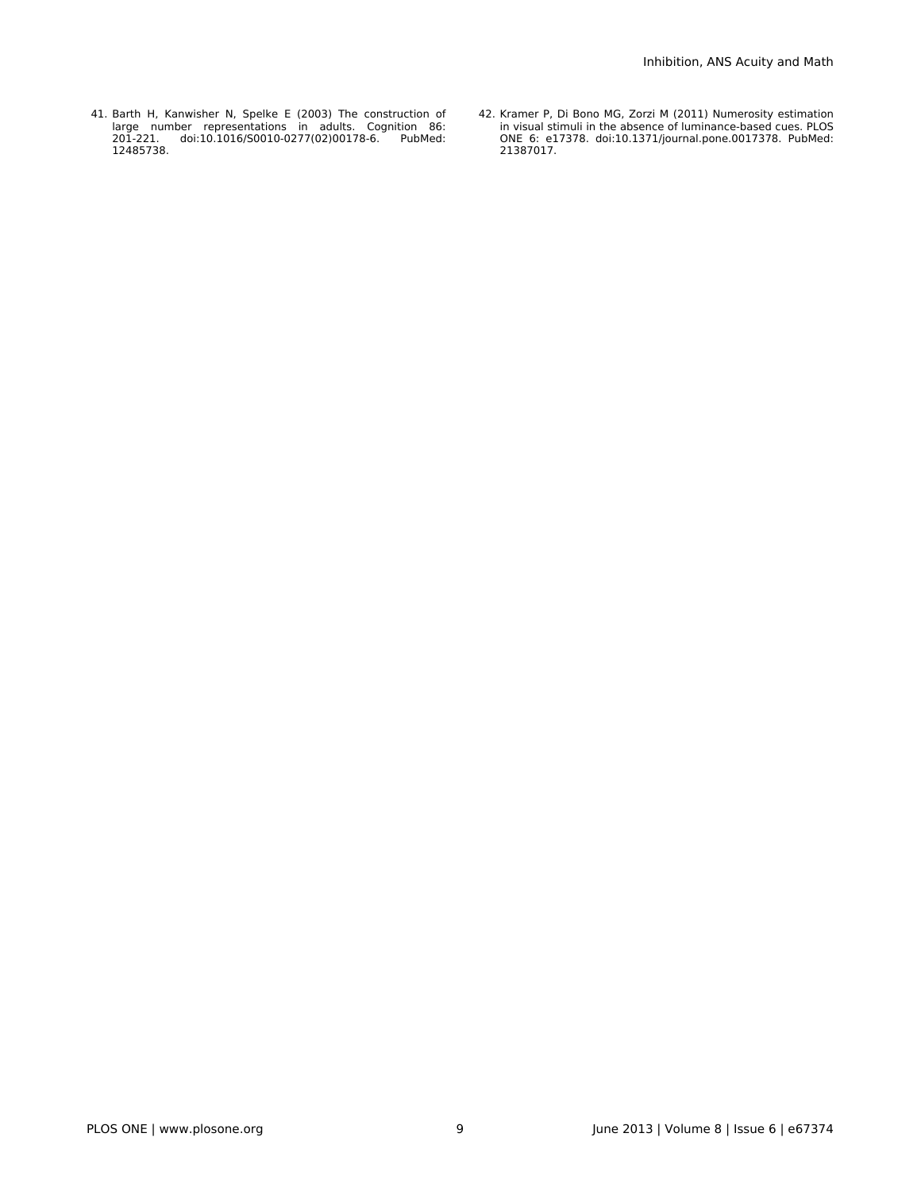41. Barth H, Kanwisher N, Spelke E (2003) The construction of large number representations in adults. Cognition 86: 201-221. doi:10.1016/S0010-0277(02)00178-6. PubMed: 12485738.

42. Kramer P, Di Bono MG, Zorzi M (2011) Numerosity estimation in visual stimuli in the absence of luminance-based cues. PLOS ONE 6: e17378. doi:10.1371/journal.pone.0017378. PubMed: 21387017.